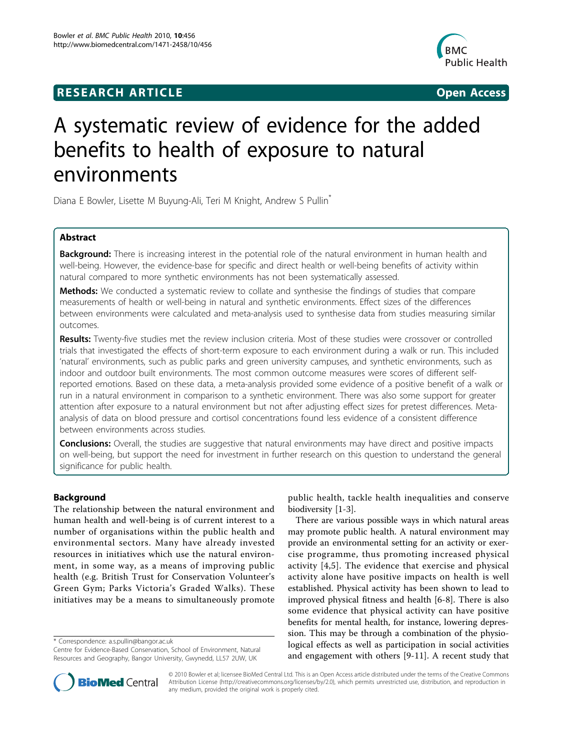RESEARCH ARTICLE Open Access

# A systematic review of evidence for the added benefits to health of exposure to natural environments

Diana E Bowler, Lisette M Buyung-Ali, Teri M Knight, Andrew S Pullin*

## Abstract

**Background:** There is increasing interest in the potential role of the natural environment in human health and well-being. However, the evidence-base for specific and direct health or well-being benefits of activity within natural compared to more synthetic environments has not been systematically assessed.

**Methods:** We conducted a systematic review to collate and synthesise the findings of studies that compare measurements of health or well-being in natural and synthetic environments. Effect sizes of the differences between environments were calculated and meta-analysis used to synthesise data from studies measuring similar outcomes.

**Results:** Twenty-five studies met the review inclusion criteria. Most of these studies were crossover or controlled trials that investigated the effects of short-term exposure to each environment during a walk or run. This included 'natural' environments, such as public parks and green university campuses, and synthetic environments, such as indoor and outdoor built environments. The most common outcome measures were scores of different self-reported emotions. Based on these data, a meta-analysis provided some evidence of a positive benefit of a walk or run in a natural environment in comparison to a synthetic environment. There was also some support for greater attention after exposure to a natural environment but not after adjusting effect sizes for pretest differences. Meta-analysis of data on blood pressure and cortisol concentrations found less evidence of a consistent difference between environments across studies.

**Conclusions:** Overall, the studies are suggestive that natural environments may have direct and positive impacts on well-being, but support the need for investment in further research on this question to understand the general significance for public health.

## Background

The relationship between the natural environment and human health and well-being is of current interest to a number of organisations within the public health and environmental sectors. Many have already invested resources in initiatives which use the natural environment, in some way, as a means of improving public health (e.g. British Trust for Conservation Volunteer's Green Gym; Parks Victoria's Graded Walks). These initiatives may be a means to simultaneously promote public health, tackle health inequalities and conserve biodiversity [1-3].

There are various possible ways in which natural areas may promote public health. A natural environment may provide an environmental setting for an activity or exercise programme, thus promoting increased physical activity [4,5]. The evidence that exercise and physical activity alone have positive impacts on health is well established. Physical activity has been shown to lead to improved physical fitness and health [6-8]. There is also some evidence that physical activity can have positive benefits for mental health, for instance, lowering depression. This may be through a combination of the physiological effects as well as participation in social activities and engagement with others [9-11]. A recent study that

* Correspondence: a.s.pullin@bangor.ac.uk
Centre for Evidence-Based Conservation, School of Environment, Natural Resources and Geography, Bangor University, Gwynedd, LL57 2UW, UK

© 2010 Bowler et al; licensee BioMed Central Ltd. This is an Open Access article distributed under the terms of the Creative Commons Attribution License (http://creativecommons.org/licenses/by/2.0), which permits unrestricted use, distribution, and reproduction in any medium, provided the original work is properly cited.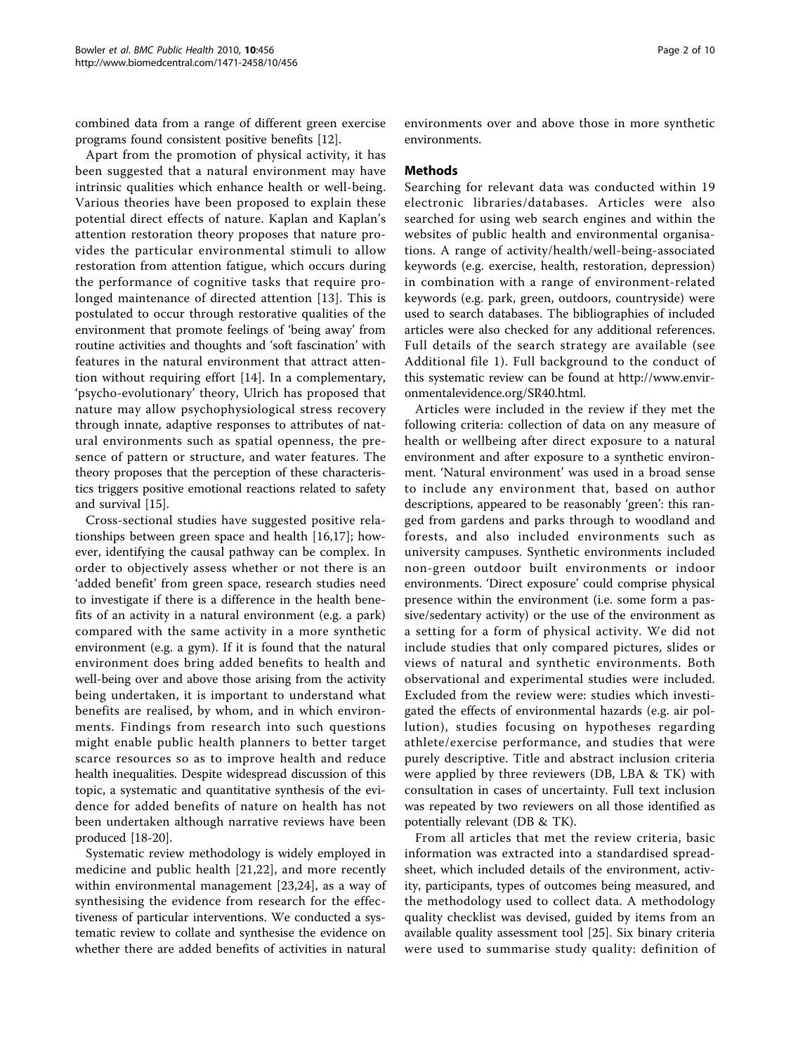combined data from a range of different green exercise programs found consistent positive benefits [12].

Apart from the promotion of physical activity, it has been suggested that a natural environment may have intrinsic qualities which enhance health or well-being. Various theories have been proposed to explain these potential direct effects of nature. Kaplan and Kaplan's attention restoration theory proposes that nature provides the particular environmental stimuli to allow restoration from attention fatigue, which occurs during the performance of cognitive tasks that require prolonged maintenance of directed attention [13]. This is postulated to occur through restorative qualities of the environment that promote feelings of 'being away' from routine activities and thoughts and 'soft fascination' with features in the natural environment that attract attention without requiring effort [14]. In a complementary, 'psycho-evolutionary' theory, Ulrich has proposed that nature may allow psychophysiological stress recovery through innate, adaptive responses to attributes of natural environments such as spatial openness, the presence of pattern or structure, and water features. The theory proposes that the perception of these characteristics triggers positive emotional reactions related to safety and survival [15].

Cross-sectional studies have suggested positive relationships between green space and health [16,17]; however, identifying the causal pathway can be complex. In order to objectively assess whether or not there is an 'added benefit' from green space, research studies need to investigate if there is a difference in the health benefits of an activity in a natural environment (e.g. a park) compared with the same activity in a more synthetic environment (e.g. a gym). If it is found that the natural environment does bring added benefits to health and well-being over and above those arising from the activity being undertaken, it is important to understand what benefits are realised, by whom, and in which environments. Findings from research into such questions might enable public health planners to better target scarce resources so as to improve health and reduce health inequalities. Despite widespread discussion of this topic, a systematic and quantitative synthesis of the evidence for added benefits of nature on health has not been undertaken although narrative reviews have been produced [18-20].

Systematic review methodology is widely employed in medicine and public health [21,22], and more recently within environmental management [23,24], as a way of synthesising the evidence from research for the effectiveness of particular interventions. We conducted a systematic review to collate and synthesise the evidence on whether there are added benefits of activities in natural environments over and above those in more synthetic environments.

## Methods

Searching for relevant data was conducted within 19 electronic libraries/databases. Articles were also searched for using web search engines and within the websites of public health and environmental organisations. A range of activity/health/well-being-associated keywords (e.g. exercise, health, restoration, depression) in combination with a range of environment-related keywords (e.g. park, green, outdoors, countryside) were used to search databases. The bibliographies of included articles were also checked for any additional references. Full details of the search strategy are available (see Additional file 1). Full background to the conduct of this systematic review can be found at http://www.environmentalevidence.org/SR40.html.

Articles were included in the review if they met the following criteria: collection of data on any measure of health or wellbeing after direct exposure to a natural environment and after exposure to a synthetic environment. 'Natural environment' was used in a broad sense to include any environment that, based on author descriptions, appeared to be reasonably 'green': this ranged from gardens and parks through to woodland and forests, and also included environments such as university campuses. Synthetic environments included non-green outdoor built environments or indoor environments. 'Direct exposure' could comprise physical presence within the environment (i.e. some form a passive/sedentary activity) or the use of the environment as a setting for a form of physical activity. We did not include studies that only compared pictures, slides or views of natural and synthetic environments. Both observational and experimental studies were included. Excluded from the review were: studies which investigated the effects of environmental hazards (e.g. air pollution), studies focusing on hypotheses regarding athlete/exercise performance, and studies that were purely descriptive. Title and abstract inclusion criteria were applied by three reviewers (DB, LBA & TK) with consultation in cases of uncertainty. Full text inclusion was repeated by two reviewers on all those identified as potentially relevant (DB & TK).

From all articles that met the review criteria, basic information was extracted into a standardised spreadsheet, which included details of the environment, activity, participants, types of outcomes being measured, and the methodology used to collect data. A methodology quality checklist was devised, guided by items from an available quality assessment tool [25]. Six binary criteria were used to summarise study quality: definition of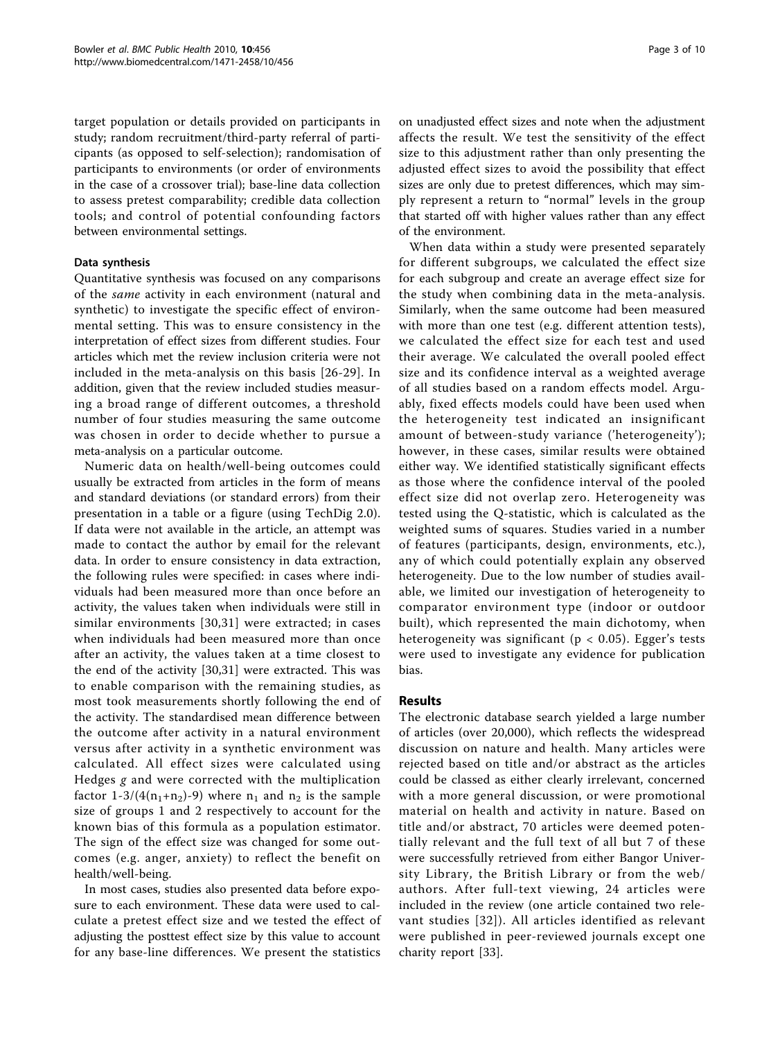target population or details provided on participants in study; random recruitment/third-party referral of participants (as opposed to self-selection); randomisation of participants to environments (or order of environments in the case of a crossover trial); base-line data collection to assess pretest comparability; credible data collection tools; and control of potential confounding factors between environmental settings.

#### Data synthesis

Quantitative synthesis was focused on any comparisons of the *same* activity in each environment (natural and synthetic) to investigate the specific effect of environmental setting. This was to ensure consistency in the interpretation of effect sizes from different studies. Four articles which met the review inclusion criteria were not included in the meta-analysis on this basis [26-29]. In addition, given that the review included studies measuring a broad range of different outcomes, a threshold number of four studies measuring the same outcome was chosen in order to decide whether to pursue a meta-analysis on a particular outcome.

Numeric data on health/well-being outcomes could usually be extracted from articles in the form of means and standard deviations (or standard errors) from their presentation in a table or a figure (using TechDig 2.0). If data were not available in the article, an attempt was made to contact the author by email for the relevant data. In order to ensure consistency in data extraction, the following rules were specified: in cases where individuals had been measured more than once before an activity, the values taken when individuals were still in similar environments [30,31] were extracted; in cases when individuals had been measured more than once after an activity, the values taken at a time closest to the end of the activity [30,31] were extracted. This was to enable comparison with the remaining studies, as most took measurements shortly following the end of the activity. The standardised mean difference between the outcome after activity in a natural environment versus after activity in a synthetic environment was calculated. All effect sizes were calculated using Hedges $g$ and were corrected with the multiplication factor $1\text{-}3/(4(n_1+n_2)\text{-}9)$ where $n_1$ and $n_2$ is the sample size of groups 1 and 2 respectively to account for the known bias of this formula as a population estimator. The sign of the effect size was changed for some outcomes (e.g. anger, anxiety) to reflect the benefit on health/well-being.

In most cases, studies also presented data before exposure to each environment. These data were used to calculate a pretest effect size and we tested the effect of adjusting the posttest effect size by this value to account for any base-line differences. We present the statistics on unadjusted effect sizes and note when the adjustment affects the result. We test the sensitivity of the effect size to this adjustment rather than only presenting the adjusted effect sizes to avoid the possibility that effect sizes are only due to pretest differences, which may simply represent a return to "normal" levels in the group that started off with higher values rather than any effect of the environment.

When data within a study were presented separately for different subgroups, we calculated the effect size for each subgroup and create an average effect size for the study when combining data in the meta-analysis. Similarly, when the same outcome had been measured with more than one test (e.g. different attention tests), we calculated the effect size for each test and used their average. We calculated the overall pooled effect size and its confidence interval as a weighted average of all studies based on a random effects model. Arguably, fixed effects models could have been used when the heterogeneity test indicated an insignificant amount of between-study variance ('heterogeneity'); however, in these cases, similar results were obtained either way. We identified statistically significant effects as those where the confidence interval of the pooled effect size did not overlap zero. Heterogeneity was tested using the Q-statistic, which is calculated as the weighted sums of squares. Studies varied in a number of features (participants, design, environments, etc.), any of which could potentially explain any observed heterogeneity. Due to the low number of studies available, we limited our investigation of heterogeneity to comparator environment type (indoor or outdoor built), which represented the main dichotomy, when heterogeneity was significant ($p < 0.05$). Egger's tests were used to investigate any evidence for publication bias.

## Results

The electronic database search yielded a large number of articles (over 20,000), which reflects the widespread discussion on nature and health. Many articles were rejected based on title and/or abstract as the articles could be classed as either clearly irrelevant, concerned with a more general discussion, or were promotional material on health and activity in nature. Based on title and/or abstract, 70 articles were deemed potentially relevant and the full text of all but 7 of these were successfully retrieved from either Bangor University Library, the British Library or from the web/authors. After full-text viewing, 24 articles were included in the review (one article contained two relevant studies [32]). All articles identified as relevant were published in peer-reviewed journals except one charity report [33].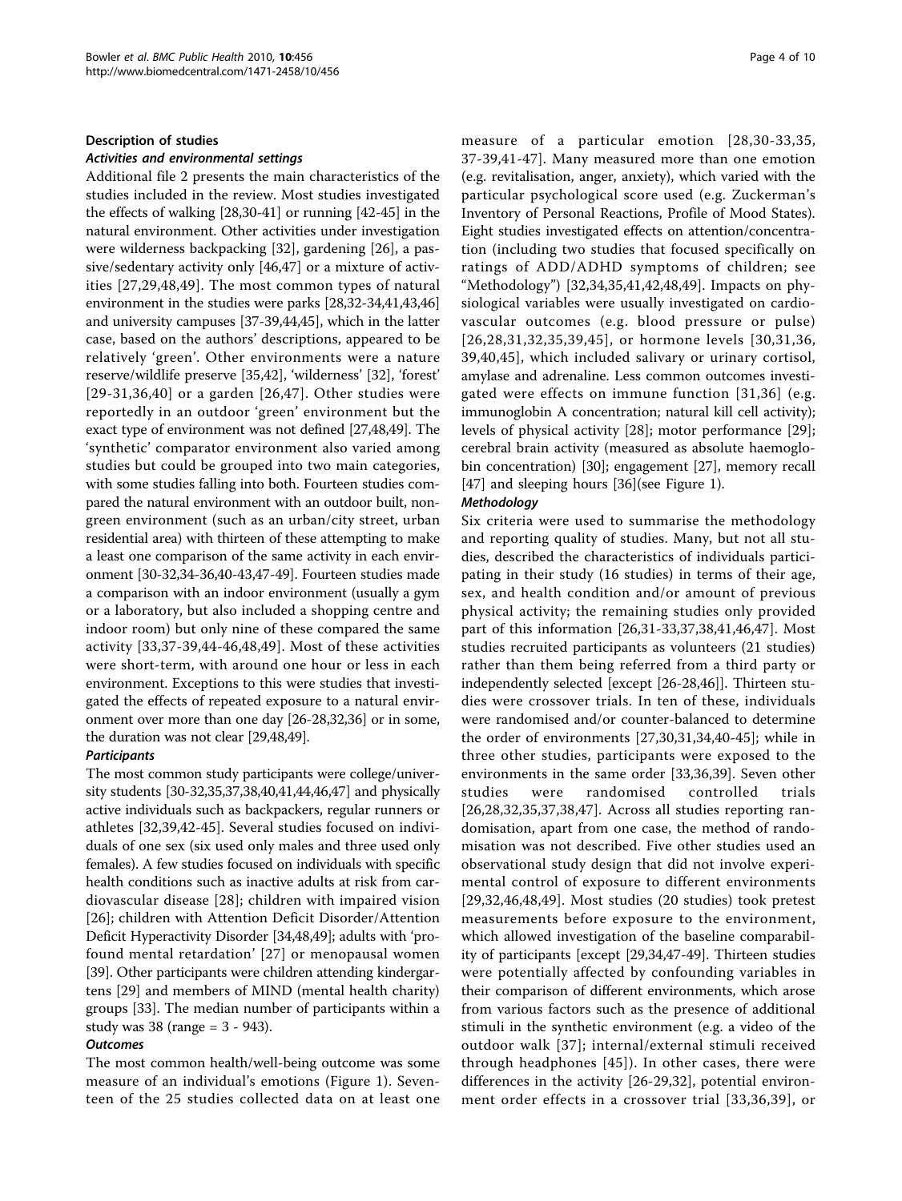### Description of studies

#### Activities and environmental settings

Additional file 2 presents the main characteristics of the studies included in the review. Most studies investigated the effects of walking [28,30-41] or running [42-45] in the natural environment. Other activities under investigation were wilderness backpacking [32], gardening [26], a passive/sedentary activity only [46,47] or a mixture of activities [27,29,48,49]. The most common types of natural environment in the studies were parks [28,32-34,41,43,46] and university campuses [37-39,44,45], which in the latter case, based on the authors' descriptions, appeared to be relatively 'green'. Other environments were a nature reserve/wildlife preserve [35,42], 'wilderness' [32], 'forest' [29-31,36,40] or a garden [26,47]. Other studies were reportedly in an outdoor 'green' environment but the exact type of environment was not defined [27,48,49]. The 'synthetic' comparator environment also varied among studies but could be grouped into two main categories, with some studies falling into both. Fourteen studies compared the natural environment with an outdoor built, non-green environment (such as an urban/city street, urban residential area) with thirteen of these attempting to make a least one comparison of the same activity in each environment [30-32,34-36,40-43,47-49]. Fourteen studies made a comparison with an indoor environment (usually a gym or a laboratory, but also included a shopping centre and indoor room) but only nine of these compared the same activity [33,37-39,44-46,48,49]. Most of these activities were short-term, with around one hour or less in each environment. Exceptions to this were studies that investigated the effects of repeated exposure to a natural environment over more than one day [26-28,32,36] or in some, the duration was not clear [29,48,49].

#### Participants

The most common study participants were college/university students [30-32,35,37,38,40,41,44,46,47] and physically active individuals such as backpackers, regular runners or athletes [32,39,42-45]. Several studies focused on individuals of one sex (six used only males and three used only females). A few studies focused on individuals with specific health conditions such as inactive adults at risk from cardiovascular disease [28]; children with impaired vision [26]; children with Attention Deficit Disorder/Attention Deficit Hyperactivity Disorder [34,48,49]; adults with 'profound mental retardation' [27] or menopausal women [39]. Other participants were children attending kindergartens [29] and members of MIND (mental health charity) groups [33]. The median number of participants within a study was 38 (range = 3 - 943).

#### Outcomes

The most common health/well-being outcome was some measure of an individual's emotions (Figure 1). Seventeen of the 25 studies collected data on at least one measure of a particular emotion [28,30-33,35,37-39,41-47]. Many measured more than one emotion (e.g. revitalisation, anger, anxiety), which varied with the particular psychological score used (e.g. Zuckerman's Inventory of Personal Reactions, Profile of Mood States). Eight studies investigated effects on attention/concentration (including two studies that focused specifically on ratings of ADD/ADHD symptoms of children; see "Methodology") [32,34,35,41,42,48,49]. Impacts on physiological variables were usually investigated on cardiovascular outcomes (e.g. blood pressure or pulse) [26,28,31,32,35,39,45], or hormone levels [30,31,36,39,40,45], which included salivary or urinary cortisol, amylase and adrenaline. Less common outcomes investigated were effects on immune function [31,36] (e.g. immunoglobin A concentration; natural kill cell activity); levels of physical activity [28]; motor performance [29]; cerebral brain activity (measured as absolute haemoglobin concentration) [30]; engagement [27], memory recall [47] and sleeping hours [36](see Figure 1).

#### Methodology

Six criteria were used to summarise the methodology and reporting quality of studies. Many, but not all studies, described the characteristics of individuals participating in their study (16 studies) in terms of their age, sex, and health condition and/or amount of previous physical activity; the remaining studies only provided part of this information [26,31-33,37,38,41,46,47]. Most studies recruited participants as volunteers (21 studies) rather than them being referred from a third party or independently selected [except [26-28,46]]. Thirteen studies were crossover trials. In ten of these, individuals were randomised and/or counter-balanced to determine the order of environments [27,30,31,34,40-45]; while in three other studies, participants were exposed to the environments in the same order [33,36,39]. Seven other studies were randomised controlled trials [26,28,32,35,37,38,47]. Across all studies reporting randomisation, apart from one case, the method of randomisation was not described. Five other studies used an observational study design that did not involve experimental control of exposure to different environments [29,32,46,48,49]. Most studies (20 studies) took pretest measurements before exposure to the environment, which allowed investigation of the baseline comparability of participants [except [29,34,47-49]. Thirteen studies were potentially affected by confounding variables in their comparison of different environments, which arose from various factors such as the presence of additional stimuli in the synthetic environment (e.g. a video of the outdoor walk [37]; internal/external stimuli received through headphones [45]). In other cases, there were differences in the activity [26-29,32], potential environment order effects in a crossover trial [33,36,39], or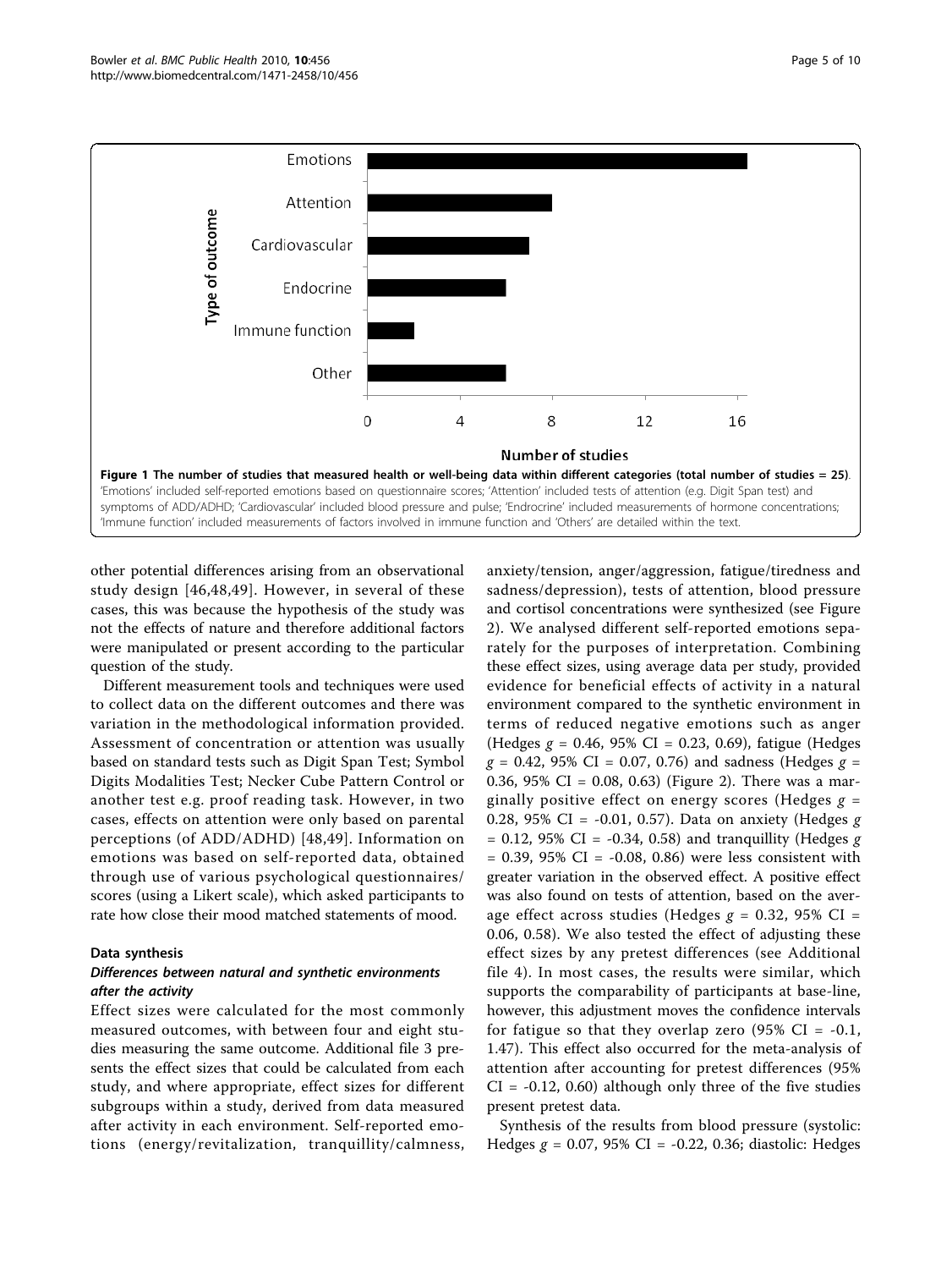Type of outcome

Emotions

Attention

Cardiovascular

Endocrine

Immune function

Other

0 4 8 12 16

Number of studies

**Figure 1 The number of studies that measured health or well-being data within different categories (total number of studies = 25)**. 'Emotions' included self-reported emotions based on questionnaire scores; 'Attention' included tests of attention (e.g. Digit Span test) and symptoms of ADD/ADHD; 'Cardiovascular' included blood pressure and pulse; 'Endrocrine' included measurements of hormone concentrations; 'Immune function' included measurements of factors involved in immune function and 'Others' are detailed within the text.

other potential differences arising from an observational study design [46,48,49]. However, in several of these cases, this was because the hypothesis of the study was not the effects of nature and therefore additional factors were manipulated or present according to the particular question of the study.

Different measurement tools and techniques were used to collect data on the different outcomes and there was variation in the methodological information provided. Assessment of concentration or attention was usually based on standard tests such as Digit Span Test; Symbol Digits Modalities Test; Necker Cube Pattern Control or another test e.g. proof reading task. However, in two cases, effects on attention were only based on parental perceptions (of ADD/ADHD) [48,49]. Information on emotions was based on self-reported data, obtained through use of various psychological questionnaires/ scores (using a Likert scale), which asked participants to rate how close their mood matched statements of mood.

## Data synthesis

### *Differences between natural and synthetic environments after the activity*

Effect sizes were calculated for the most commonly measured outcomes, with between four and eight studies measuring the same outcome. Additional file 3 presents the effect sizes that could be calculated from each study, and where appropriate, effect sizes for different subgroups within a study, derived from data measured after activity in each environment. Self-reported emotions (energy/revitalization, tranquillity/calmness, anxiety/tension, anger/aggression, fatigue/tiredness and sadness/depression), tests of attention, blood pressure and cortisol concentrations were synthesized (see Figure 2). We analysed different self-reported emotions separately for the purposes of interpretation. Combining these effect sizes, using average data per study, provided evidence for beneficial effects of activity in a natural environment compared to the synthetic environment in terms of reduced negative emotions such as anger (Hedges $g$ = 0.46, 95% CI = 0.23, 0.69), fatigue (Hedges $g$ = 0.42, 95% CI = 0.07, 0.76) and sadness (Hedges $g$ = 0.36, 95% CI = 0.08, 0.63) (Figure 2). There was a marginally positive effect on energy scores (Hedges $g$ = 0.28, 95% CI = -0.01, 0.57). Data on anxiety (Hedges $g$ = 0.12, 95% CI = -0.34, 0.58) and tranquillity (Hedges $g$ = 0.39, 95% CI = -0.08, 0.86) were less consistent with greater variation in the observed effect. A positive effect was also found on tests of attention, based on the average effect across studies (Hedges $g$ = 0.32, 95% CI = 0.06, 0.58). We also tested the effect of adjusting these effect sizes by any pretest differences (see Additional file 4). In most cases, the results were similar, which supports the comparability of participants at base-line, however, this adjustment moves the confidence intervals for fatigue so that they overlap zero (95% CI = -0.1, 1.47). This effect also occurred for the meta-analysis of attention after accounting for pretest differences (95% CI = -0.12, 0.60) although only three of the five studies present pretest data.

Synthesis of the results from blood pressure (systolic: Hedges $g$ = 0.07, 95% CI = -0.22, 0.36; diastolic: Hedges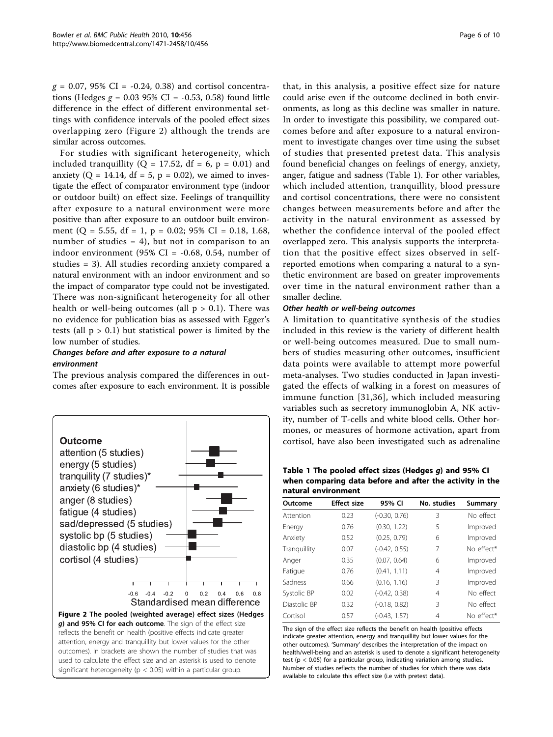$g = 0.07$, 95% CI = -0.24, 0.38) and cortisol concentrations (Hedges $g = 0.03$ 95% CI = -0.53, 0.58) found little difference in the effect of different environmental settings with confidence intervals of the pooled effect sizes overlapping zero (Figure 2) although the trends are similar across outcomes.

For studies with significant heterogeneity, which included tranquillity ($Q = 17.52$, df = 6, $p = 0.01$) and anxiety ($Q = 14.14$, df = 5, $p = 0.02$), we aimed to investigate the effect of comparator environment type (indoor or outdoor built) on effect size. Feelings of tranquillity after exposure to a natural environment were more positive than after exposure to an outdoor built environment ($Q = 5.55$, df = 1, $p = 0.02$; 95% CI = 0.18, 1.68, number of studies = 4), but not in comparison to an indoor environment (95% CI = -0.68, 0.54, number of studies = 3). All studies recording anxiety compared a natural environment with an indoor environment and so the impact of comparator type could not be investigated. There was non-significant heterogeneity for all other health or well-being outcomes (all $p > 0.1$). There was no evidence for publication bias as assessed with Egger's tests (all $p > 0.1$) but statistical power is limited by the low number of studies.

#### *Changes before and after exposure to a natural environment*

The previous analysis compared the differences in outcomes after exposure to each environment. It is possible that, in this analysis, a positive effect size for nature could arise even if the outcome declined in both environments, as long as this decline was smaller in nature. In order to investigate this possibility, we compared outcomes before and after exposure to a natural environment to investigate changes over time using the subset of studies that presented pretest data. This analysis found beneficial changes on feelings of energy, anxiety, anger, fatigue and sadness (Table 1). For other variables, which included attention, tranquillity, blood pressure and cortisol concentrations, there were no consistent changes between measurements before and after the activity in the natural environment as assessed by whether the confidence interval of the pooled effect overlapped zero. This analysis supports the interpretation that the positive effect sizes observed in self-reported emotions when comparing a natural to a synthetic environment are based on greater improvements over time in the natural environment rather than a smaller decline.

**Figure 2 The pooled (weighted average) effect sizes (Hedges *g*) and 95% CI for each outcome**. The sign of the effect size reflects the benefit on health (positive effects indicate greater attention, energy and tranquillity but lower values for the other outcomes). In brackets are shown the number of studies that was used to calculate the effect size and an asterisk is used to denote significant heterogeneity ($p < 0.05$) within a particular group.

#### *Other health or well-being outcomes*

A limitation to quantitative synthesis of the studies included in this review is the variety of different health or well-being outcomes measured. Due to small numbers of studies measuring other outcomes, insufficient data points were available to attempt more powerful meta-analyses. Two studies conducted in Japan investigated the effects of walking in a forest on measures of immune function [31,36], which included measuring variables such as secretory immunoglobin A, NK activity, number of T-cells and white blood cells. Other hormones, or measures of hormone activation, apart from cortisol, have also been investigated such as adrenaline

**Table 1 The pooled effect sizes (Hedges *g*) and 95% CI when comparing data before and after the activity in the natural environment**

| Outcome | Effect size | 95% CI | No. studies | Summary |
|---|---|---|---|---|
| Attention | 0.23 | (-0.30, 0.76) | 3 | No effect |
| Energy | 0.76 | (0.30, 1.22) | 5 | Improved |
| Anxiety | 0.52 | (0.25, 0.79) | 6 | Improved |
| Tranquillity | 0.07 | (-0.42, 0.55) | 7 | No effect* |
| Anger | 0.35 | (0.07, 0.64) | 6 | Improved |
| Fatigue | 0.76 | (0.41, 1.11) | 4 | Improved |
| Sadness | 0.66 | (0.16, 1.16) | 3 | Improved |
| Systolic BP | 0.02 | (-0.42, 0.38) | 4 | No effect |
| Diastolic BP | 0.32 | (-0.18, 0.82) | 3 | No effect |
| Cortisol | 0.57 | (-0.43, 1.57) | 4 | No effect* |

The sign of the effect size reflects the benefit on health (positive effects indicate greater attention, energy and tranquillity but lower values for the other outcomes). 'Summary' describes the interpretation of the impact on health/well-being and an asterisk is used to denote a significant heterogeneity test ($p < 0.05$) for a particular group, indicating variation among studies. Number of studies reflects the number of studies for which there was data available to calculate this effect size (i.e with pretest data).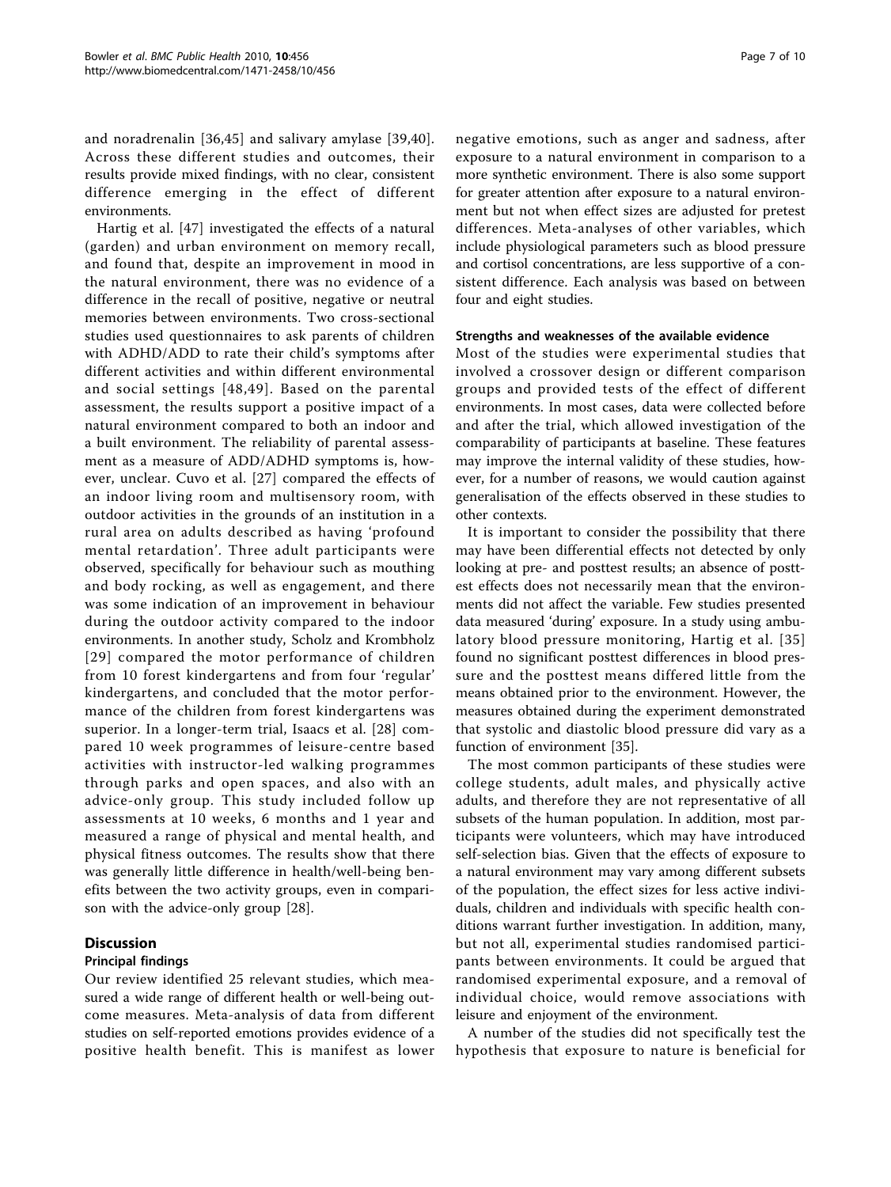and noradrenalin [36,45] and salivary amylase [39,40]. Across these different studies and outcomes, their results provide mixed findings, with no clear, consistent difference emerging in the effect of different environments.

Hartig et al. [47] investigated the effects of a natural (garden) and urban environment on memory recall, and found that, despite an improvement in mood in the natural environment, there was no evidence of a difference in the recall of positive, negative or neutral memories between environments. Two cross-sectional studies used questionnaires to ask parents of children with ADHD/ADD to rate their child's symptoms after different activities and within different environmental and social settings [48,49]. Based on the parental assessment, the results support a positive impact of a natural environment compared to both an indoor and a built environment. The reliability of parental assessment as a measure of ADD/ADHD symptoms is, however, unclear. Cuvo et al. [27] compared the effects of an indoor living room and multisensory room, with outdoor activities in the grounds of an institution in a rural area on adults described as having 'profound mental retardation'. Three adult participants were observed, specifically for behaviour such as mouthing and body rocking, as well as engagement, and there was some indication of an improvement in behaviour during the outdoor activity compared to the indoor environments. In another study, Scholz and Krombholz [29] compared the motor performance of children from 10 forest kindergartens and from four 'regular' kindergartens, and concluded that the motor performance of the children from forest kindergartens was superior. In a longer-term trial, Isaacs et al. [28] compared 10 week programmes of leisure-centre based activities with instructor-led walking programmes through parks and open spaces, and also with an advice-only group. This study included follow up assessments at 10 weeks, 6 months and 1 year and measured a range of physical and mental health, and physical fitness outcomes. The results show that there was generally little difference in health/well-being benefits between the two activity groups, even in comparison with the advice-only group [28].

## Discussion

### Principal findings

Our review identified 25 relevant studies, which measured a wide range of different health or well-being outcome measures. Meta-analysis of data from different studies on self-reported emotions provides evidence of a positive health benefit. This is manifest as lower negative emotions, such as anger and sadness, after exposure to a natural environment in comparison to a more synthetic environment. There is also some support for greater attention after exposure to a natural environment but not when effect sizes are adjusted for pretest differences. Meta-analyses of other variables, which include physiological parameters such as blood pressure and cortisol concentrations, are less supportive of a consistent difference. Each analysis was based on between four and eight studies.

### Strengths and weaknesses of the available evidence

Most of the studies were experimental studies that involved a crossover design or different comparison groups and provided tests of the effect of different environments. In most cases, data were collected before and after the trial, which allowed investigation of the comparability of participants at baseline. These features may improve the internal validity of these studies, however, for a number of reasons, we would caution against generalisation of the effects observed in these studies to other contexts.

It is important to consider the possibility that there may have been differential effects not detected by only looking at pre- and posttest results; an absence of posttest effects does not necessarily mean that the environments did not affect the variable. Few studies presented data measured 'during' exposure. In a study using ambulatory blood pressure monitoring, Hartig et al. [35] found no significant posttest differences in blood pressure and the posttest means differed little from the means obtained prior to the environment. However, the measures obtained during the experiment demonstrated that systolic and diastolic blood pressure did vary as a function of environment [35].

The most common participants of these studies were college students, adult males, and physically active adults, and therefore they are not representative of all subsets of the human population. In addition, most participants were volunteers, which may have introduced self-selection bias. Given that the effects of exposure to a natural environment may vary among different subsets of the population, the effect sizes for less active individuals, children and individuals with specific health conditions warrant further investigation. In addition, many, but not all, experimental studies randomised participants between environments. It could be argued that randomised experimental exposure, and a removal of individual choice, would remove associations with leisure and enjoyment of the environment.

A number of the studies did not specifically test the hypothesis that exposure to nature is beneficial for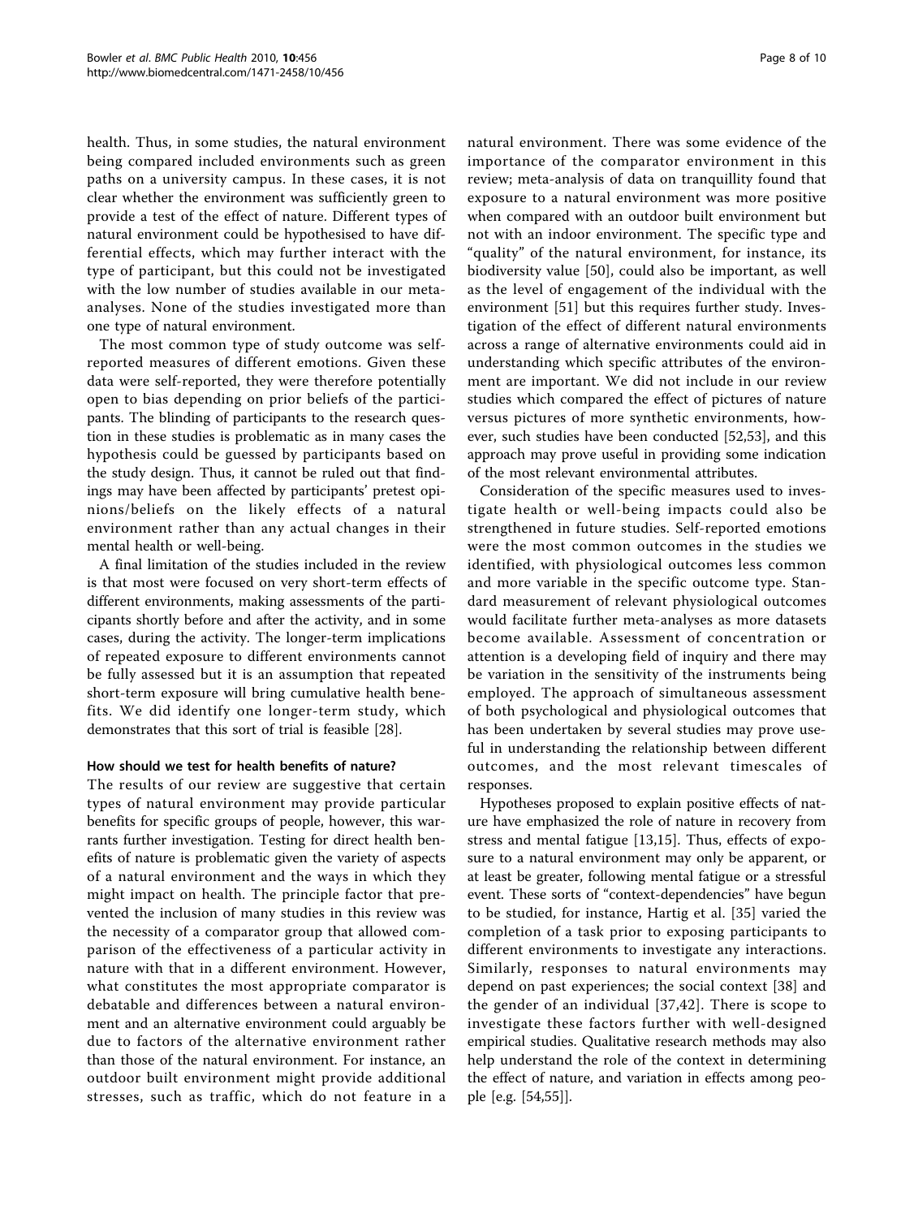health. Thus, in some studies, the natural environment being compared included environments such as green paths on a university campus. In these cases, it is not clear whether the environment was sufficiently green to provide a test of the effect of nature. Different types of natural environment could be hypothesised to have differential effects, which may further interact with the type of participant, but this could not be investigated with the low number of studies available in our meta-analyses. None of the studies investigated more than one type of natural environment.

The most common type of study outcome was self-reported measures of different emotions. Given these data were self-reported, they were therefore potentially open to bias depending on prior beliefs of the participants. The blinding of participants to the research question in these studies is problematic as in many cases the hypothesis could be guessed by participants based on the study design. Thus, it cannot be ruled out that findings may have been affected by participants' pretest opinions/beliefs on the likely effects of a natural environment rather than any actual changes in their mental health or well-being.

A final limitation of the studies included in the review is that most were focused on very short-term effects of different environments, making assessments of the participants shortly before and after the activity, and in some cases, during the activity. The longer-term implications of repeated exposure to different environments cannot be fully assessed but it is an assumption that repeated short-term exposure will bring cumulative health benefits. We did identify one longer-term study, which demonstrates that this sort of trial is feasible [28].

### How should we test for health benefits of nature?

The results of our review are suggestive that certain types of natural environment may provide particular benefits for specific groups of people, however, this warrants further investigation. Testing for direct health benefits of nature is problematic given the variety of aspects of a natural environment and the ways in which they might impact on health. The principle factor that prevented the inclusion of many studies in this review was the necessity of a comparator group that allowed comparison of the effectiveness of a particular activity in nature with that in a different environment. However, what constitutes the most appropriate comparator is debatable and differences between a natural environment and an alternative environment could arguably be due to factors of the alternative environment rather than those of the natural environment. For instance, an outdoor built environment might provide additional stresses, such as traffic, which do not feature in a natural environment. There was some evidence of the importance of the comparator environment in this review; meta-analysis of data on tranquillity found that exposure to a natural environment was more positive when compared with an outdoor built environment but not with an indoor environment. The specific type and "quality" of the natural environment, for instance, its biodiversity value [50], could also be important, as well as the level of engagement of the individual with the environment [51] but this requires further study. Investigation of the effect of different natural environments across a range of alternative environments could aid in understanding which specific attributes of the environment are important. We did not include in our review studies which compared the effect of pictures of nature versus pictures of more synthetic environments, however, such studies have been conducted [52,53], and this approach may prove useful in providing some indication of the most relevant environmental attributes.

Consideration of the specific measures used to investigate health or well-being impacts could also be strengthened in future studies. Self-reported emotions were the most common outcomes in the studies we identified, with physiological outcomes less common and more variable in the specific outcome type. Standard measurement of relevant physiological outcomes would facilitate further meta-analyses as more datasets become available. Assessment of concentration or attention is a developing field of inquiry and there may be variation in the sensitivity of the instruments being employed. The approach of simultaneous assessment of both psychological and physiological outcomes that has been undertaken by several studies may prove useful in understanding the relationship between different outcomes, and the most relevant timescales of responses.

Hypotheses proposed to explain positive effects of nature have emphasized the role of nature in recovery from stress and mental fatigue [13,15]. Thus, effects of exposure to a natural environment may only be apparent, or at least be greater, following mental fatigue or a stressful event. These sorts of "context-dependencies" have begun to be studied, for instance, Hartig et al. [35] varied the completion of a task prior to exposing participants to different environments to investigate any interactions. Similarly, responses to natural environments may depend on past experiences; the social context [38] and the gender of an individual [37,42]. There is scope to investigate these factors further with well-designed empirical studies. Qualitative research methods may also help understand the role of the context in determining the effect of nature, and variation in effects among people [e.g. [54,55]].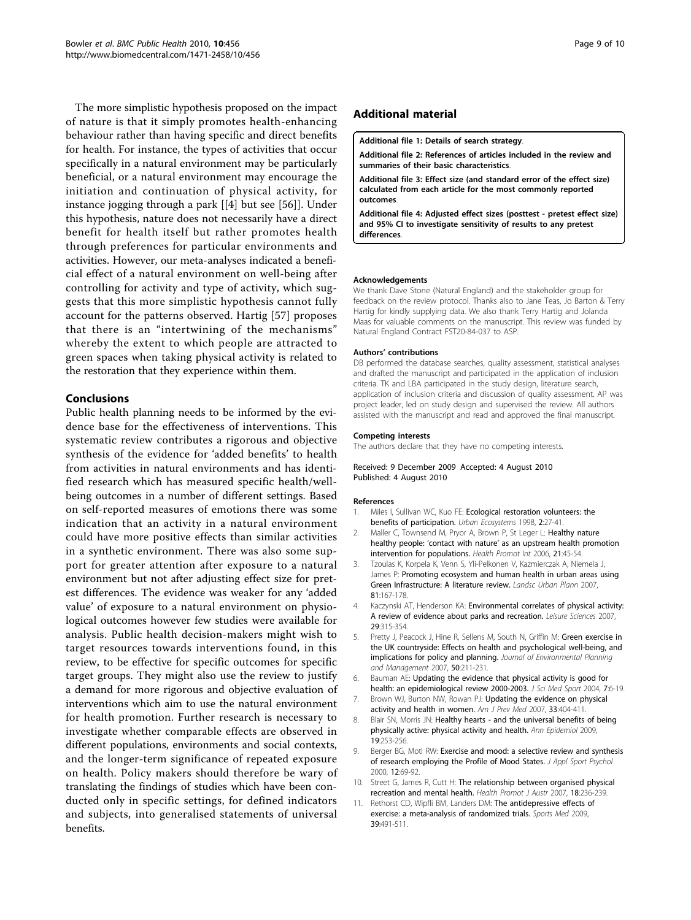The more simplistic hypothesis proposed on the impact of nature is that it simply promotes health-enhancing behaviour rather than having specific and direct benefits for health. For instance, the types of activities that occur specifically in a natural environment may be particularly beneficial, or a natural environment may encourage the initiation and continuation of physical activity, for instance jogging through a park [[4] but see [56]]. Under this hypothesis, nature does not necessarily have a direct benefit for health itself but rather promotes health through preferences for particular environments and activities. However, our meta-analyses indicated a beneficial effect of a natural environment on well-being after controlling for activity and type of activity, which suggests that this more simplistic hypothesis cannot fully account for the patterns observed. Hartig [57] proposes that there is an "intertwining of the mechanisms" whereby the extent to which people are attracted to green spaces when taking physical activity is related to the restoration that they experience within them.

## Conclusions

Public health planning needs to be informed by the evidence base for the effectiveness of interventions. This systematic review contributes a rigorous and objective synthesis of the evidence for 'added benefits' to health from activities in natural environments and has identified research which has measured specific health/well-being outcomes in a number of different settings. Based on self-reported measures of emotions there was some indication that an activity in a natural environment could have more positive effects than similar activities in a synthetic environment. There was also some support for greater attention after exposure to a natural environment but not after adjusting effect size for pretest differences. The evidence was weaker for any 'added value' of exposure to a natural environment on physiological outcomes however few studies were available for analysis. Public health decision-makers might wish to target resources towards interventions found, in this review, to be effective for specific outcomes for specific target groups. They might also use the review to justify a demand for more rigorous and objective evaluation of interventions which aim to use the natural environment for health promotion. Further research is necessary to investigate whether comparable effects are observed in different populations, environments and social contexts, and the longer-term significance of repeated exposure on health. Policy makers should therefore be wary of translating the findings of studies which have been conducted only in specific settings, for defined indicators and subjects, into generalised statements of universal benefits.

## Additional material

**Additional file 1: Details of search strategy**.

**Additional file 2: References of articles included in the review and summaries of their basic characteristics**.

**Additional file 3: Effect size (and standard error of the effect size) calculated from each article for the most commonly reported outcomes**.

**Additional file 4: Adjusted effect sizes (posttest - pretest effect size) and 95% CI to investigate sensitivity of results to any pretest differences**.

#### Acknowledgements

We thank Dave Stone (Natural England) and the stakeholder group for feedback on the review protocol. Thanks also to Jane Teas, Jo Barton & Terry Hartig for kindly supplying data. We also thank Terry Hartig and Jolanda Maas for valuable comments on the manuscript. This review was funded by Natural England Contract FST20-84-037 to ASP.

#### Authors' contributions

DB performed the database searches, quality assessment, statistical analyses and drafted the manuscript and participated in the application of inclusion criteria. TK and LBA participated in the study design, literature search, application of inclusion criteria and discussion of quality assessment. AP was project leader, led on study design and supervised the review. All authors assisted with the manuscript and read and approved the final manuscript.

#### Competing interests

The authors declare that they have no competing interests.

Received: 9 December 2009 Accepted: 4 August 2010
Published: 4 August 2010

#### References

1. Miles I, Sullivan WC, Kuo FE: **Ecological restoration volunteers: the benefits of participation.** *Urban Ecosystems* 1998, **2**:27-41.
2. Maller C, Townsend M, Pryor A, Brown P, St Leger L: **Healthy nature healthy people: 'contact with nature' as an upstream health promotion intervention for populations.** *Health Promot Int* 2006, **21**:45-54.
3. Tzoulas K, Korpela K, Venn S, Yli-Pelkonen V, Kazmierczak A, Niemela J, James P: **Promoting ecosystem and human health in urban areas using Green Infrastructure: A literature review.** *Landsc Urban Plann* 2007, **81**:167-178.
4. Kaczynski AT, Henderson KA: **Environmental correlates of physical activity: A review of evidence about parks and recreation.** *Leisure Sciences* 2007, **29**:315-354.
5. Pretty J, Peacock J, Hine R, Sellens M, South N, Griffin M: **Green exercise in the UK countryside: Effects on health and psychological well-being, and implications for policy and planning.** *Journal of Environmental Planning and Management* 2007, **50**:211-231.
6. Bauman AE: **Updating the evidence that physical activity is good for health: an epidemiological review 2000-2003.** *J Sci Med Sport* 2004, **7**:6-19.
7. Brown WJ, Burton NW, Rowan PJ: **Updating the evidence on physical activity and health in women.** *Am J Prev Med* 2007, **33**:404-411.
8. Blair SN, Morris JN: **Healthy hearts - and the universal benefits of being physically active: physical activity and health.** *Ann Epidemiol* 2009, **19**:253-256.
9. Berger BG, Motl RW: **Exercise and mood: a selective review and synthesis of research employing the Profile of Mood States.** *J Appl Sport Psychol* 2000, **12**:69-92.
10. Street G, James R, Cutt H: **The relationship between organised physical recreation and mental health.** *Health Promot J Austr* 2007, **18**:236-239.
11. Rethorst CD, Wipfli BM, Landers DM: **The antidepressive effects of exercise: a meta-analysis of randomized trials.** *Sports Med* 2009, **39**:491-511.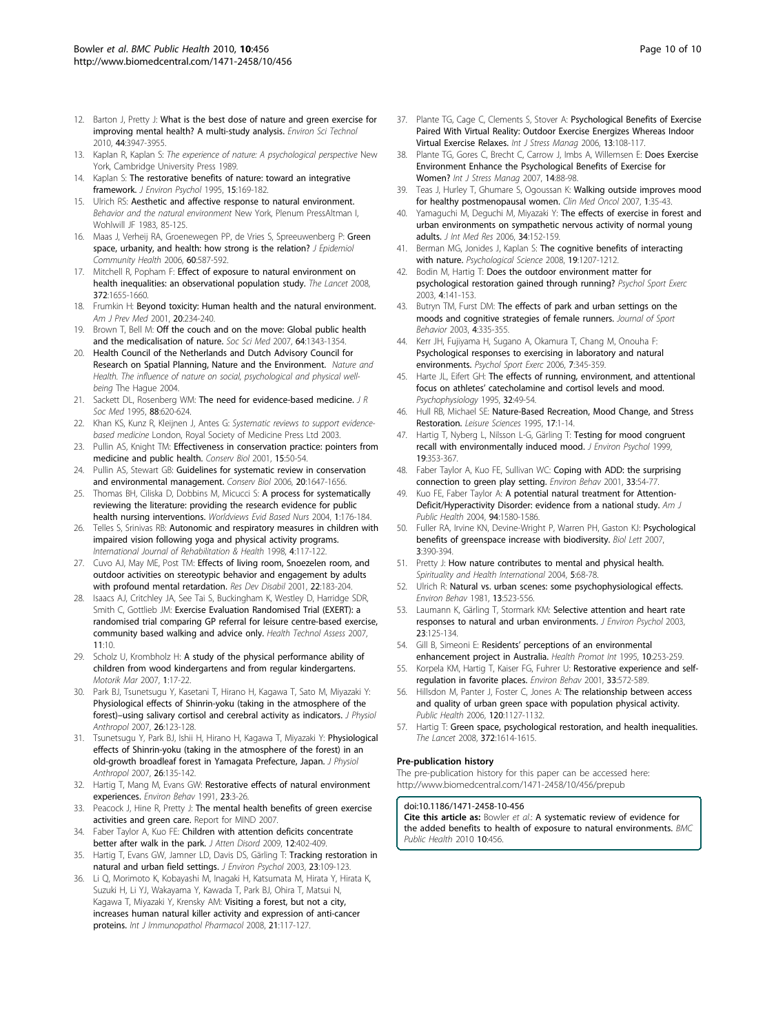12. Barton J, Pretty J: **What is the best dose of nature and green exercise for improving mental health? A multi-study analysis.** *Environ Sci Technol* 2010, **44**:3947-3955.
13. Kaplan R, Kaplan S: *The experience of nature: A psychological perspective* New York, Cambridge University Press 1989.
14. Kaplan S: **The restorative benefits of nature: toward an integrative framework.** *J Environ Psychol* 1995, **15**:169-182.
15. Ulrich RS: **Aesthetic and affective response to natural environment.** *Behavior and the natural environment* New York, Plenum PressAltman I, Wohlwill JF 1983, 85-125.
16. Maas J, Verheij RA, Groenewegen PP, de Vries S, Spreeuwenberg P: **Green space, urbanity, and health: how strong is the relation?** *J Epidemiol Community Health* 2006, **60**:587-592.
17. Mitchell R, Popham F: **Effect of exposure to natural environment on health inequalities: an observational population study.** *The Lancet* 2008, **372**:1655-1660.
18. Frumkin H: **Beyond toxicity: Human health and the natural environment.** *Am J Prev Med* 2001, **20**:234-240.
19. Brown T, Bell M: **Off the couch and on the move: Global public health and the medicalisation of nature.** *Soc Sci Med* 2007, **64**:1343-1354.
20. Health Council of the Netherlands and Dutch Advisory Council for Research on Spatial Planning, Nature and the Environment. *Nature and Health. The influence of nature on social, psychological and physical well-being* The Hague 2004.
21. Sackett DL, Rosenberg WM: **The need for evidence-based medicine.** *J R Soc Med* 1995, **88**:620-624.
22. Khan KS, Kunz R, Kleijnen J, Antes G: *Systematic reviews to support evidence-based medicine* London, Royal Society of Medicine Press Ltd 2003.
23. Pullin AS, Knight TM: **Effectiveness in conservation practice: pointers from medicine and public health.** *Conserv Biol* 2001, **15**:50-54.
24. Pullin AS, Stewart GB: **Guidelines for systematic review in conservation and environmental management.** *Conserv Biol* 2006, **20**:1647-1656.
25. Thomas BH, Ciliska D, Dobbins M, Micucci S: **A process for systematically reviewing the literature: providing the research evidence for public health nursing interventions.** *Worldviews Evid Based Nurs* 2004, **1**:176-184.
26. Telles S, Srinivas RB: **Autonomic and respiratory measures in children with impaired vision following yoga and physical activity programs.** *International Journal of Rehabilitation & Health* 1998, **4**:117-122.
27. Cuvo AJ, May ME, Post TM: **Effects of living room, Snoezelen room, and outdoor activities on stereotypic behavior and engagement by adults with profound mental retardation.** *Res Dev Disabil* 2001, **22**:183-204.
28. Isaacs AJ, Critchley JA, See Tai S, Buckingham K, Westley D, Harridge SDR, Smith C, Gottlieb JM: **Exercise Evaluation Randomised Trial (EXERT): a randomised trial comparing GP referral for leisure centre-based exercise, community based walking and advice only.** *Health Technol Assess* 2007, **11**:10.
29. Scholz U, Krombholz H: **A study of the physical performance ability of children from wood kindergartens and from regular kindergartens.** *Motorik Mar* 2007, **1**:17-22.
30. Park BJ, Tsunetsugu Y, Kasetani T, Hirano H, Kagawa T, Sato M, Miyazaki Y: **Physiological effects of Shinrin-yoku (taking in the atmosphere of the forest)–using salivary cortisol and cerebral activity as indicators.** *J Physiol Anthropol* 2007, **26**:123-128.
31. Tsunetsugu Y, Park BJ, Ishii H, Hirano H, Kagawa T, Miyazaki Y: **Physiological effects of Shinrin-yoku (taking in the atmosphere of the forest) in an old-growth broadleaf forest in Yamagata Prefecture, Japan.** *J Physiol Anthropol* 2007, **26**:135-142.
32. Hartig T, Mang M, Evans GW: **Restorative effects of natural environment experiences.** *Environ Behav* 1991, **23**:3-26.
33. Peacock J, Hine R, Pretty J: **The mental health benefits of green exercise activities and green care.** Report for MIND 2007.
34. Faber Taylor A, Kuo FE: **Children with attention deficits concentrate better after walk in the park.** *J Atten Disord* 2009, **12**:402-409.
35. Hartig T, Evans GW, Jamner LD, Davis DS, Gärling T: **Tracking restoration in natural and urban field settings.** *J Environ Psychol* 2003, **23**:109-123.
36. Li Q, Morimoto K, Kobayashi M, Inagaki H, Katsumata M, Hirata Y, Hirata K, Suzuki H, Li YJ, Wakayama Y, Kawada T, Park BJ, Ohira T, Matsui N, Kagawa T, Miyazaki Y, Krensky AM: **Visiting a forest, but not a city, increases human natural killer activity and expression of anti-cancer proteins.** *Int J Immunopathol Pharmacol* 2008, **21**:117-127.
37. Plante TG, Cage C, Clements S, Stover A: **Psychological Benefits of Exercise Paired With Virtual Reality: Outdoor Exercise Energizes Whereas Indoor Virtual Exercise Relaxes.** *Int J Stress Manag* 2006, **13**:108-117.
38. Plante TG, Gores C, Brecht C, Carrow J, Imbs A, Willemsen E: **Does Exercise Environment Enhance the Psychological Benefits of Exercise for Women?** *Int J Stress Manag* 2007, **14**:88-98.
39. Teas J, Hurley T, Ghumare S, Ogoussan K: **Walking outside improves mood for healthy postmenopausal women.** *Clin Med Oncol* 2007, **1**:35-43.
40. Yamaguchi M, Deguchi M, Miyazaki Y: **The effects of exercise in forest and urban environments on sympathetic nervous activity of normal young adults.** *J Int Med Res* 2006, **34**:152-159.
41. Berman MG, Jonides J, Kaplan S: **The cognitive benefits of interacting with nature.** *Psychological Science* 2008, **19**:1207-1212.
42. Bodin M, Hartig T: **Does the outdoor environment matter for psychological restoration gained through running?** *Psychol Sport Exerc* 2003, **4**:141-153.
43. Butryn TM, Furst DM: **The effects of park and urban settings on the moods and cognitive strategies of female runners.** *Journal of Sport Behavior* 2003, **4**:335-355.
44. Kerr JH, Fujiyama H, Sugano A, Okamura T, Chang M, Onouha F: **Psychological responses to exercising in laboratory and natural environments.** *Psychol Sport Exerc* 2006, **7**:345-359.
45. Harte JL, Eifert GH: **The effects of running, environment, and attentional focus on athletes' catecholamine and cortisol levels and mood.** *Psychophysiology* 1995, **32**:49-54.
46. Hull RB, Michael SE: **Nature-Based Recreation, Mood Change, and Stress Restoration.** *Leisure Sciences* 1995, **17**:1-14.
47. Hartig T, Nyberg L, Nilsson L-G, Gärling T: **Testing for mood congruent recall with environmentally induced mood.** *J Environ Psychol* 1999, **19**:353-367.
48. Faber Taylor A, Kuo FE, Sullivan WC: **Coping with ADD: the surprising connection to green play setting.** *Environ Behav* 2001, **33**:54-77.
49. Kuo FE, Faber Taylor A: **A potential natural treatment for Attention-Deficit/Hyperactivity Disorder: evidence from a national study.** *Am J Public Health* 2004, **94**:1580-1586.
50. Fuller RA, Irvine KN, Devine-Wright P, Warren PH, Gaston KJ: **Psychological benefits of greenspace increase with biodiversity.** *Biol Lett* 2007, **3**:390-394.
51. Pretty J: **How nature contributes to mental and physical health.** *Spirituality and Health International* 2004, **5**:68-78.
52. Ulrich R: **Natural vs. urban scenes: some psychophysiological effects.** *Environ Behav* 1981, **13**:523-556.
53. Laumann K, Gärling T, Stormark KM: **Selective attention and heart rate responses to natural and urban environments.** *J Environ Psychol* 2003, **23**:125-134.
54. Gill B, Simeoni E: **Residents' perceptions of an environmental enhancement project in Australia.** *Health Promot Int* 1995, **10**:253-259.
55. Korpela KM, Hartig T, Kaiser FG, Fuhrer U: **Restorative experience and self-regulation in favorite places.** *Environ Behav* 2001, **33**:572-589.
56. Hillsdon M, Panter J, Foster C, Jones A: **The relationship between access and quality of urban green space with population physical activity.** *Public Health* 2006, **120**:1127-1132.
57. Hartig T: **Green space, psychological restoration, and health inequalities.** *The Lancet* 2008, **372**:1614-1615.

### Pre-publication history

The pre-publication history for this paper can be accessed here:
http://www.biomedcentral.com/1471-2458/10/456/prepub

doi:10.1186/1471-2458-10-456

**Cite this article as:** Bowler *et al.*: A systematic review of evidence for the added benefits to health of exposure to natural environments. *BMC Public Health* 2010 **10**:456.